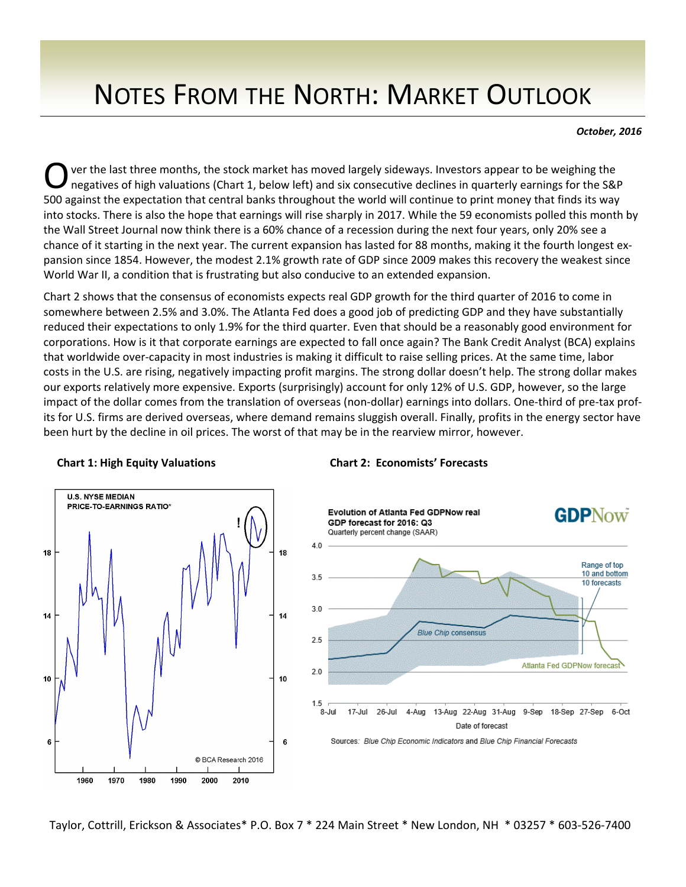# NOTES FROM THE NORTH: MARKET OUTLOOK

***October, 2016***

Over the last three months, the stock market has moved largely sideways. Investors appear to be weighing the negatives of high valuations (Chart 1, below left) and six consecutive declines in quarterly earnings for the S&P 500 against the expectation that central banks throughout the world will continue to print money that finds its way into stocks. There is also the hope that earnings will rise sharply in 2017. While the 59 economists polled this month by the Wall Street Journal now think there is a 60% chance of a recession during the next four years, only 20% see a chance of it starting in the next year. The current expansion has lasted for 88 months, making it the fourth longest expansion since 1854. However, the modest 2.1% growth rate of GDP since 2009 makes this recovery the weakest since World War II, a condition that is frustrating but also conducive to an extended expansion.

Chart 2 shows that the consensus of economists expects real GDP growth for the third quarter of 2016 to come in somewhere between 2.5% and 3.0%. The Atlanta Fed does a good job of predicting GDP and they have substantially reduced their expectations to only 1.9% for the third quarter. Even that should be a reasonably good environment for corporations. How is it that corporate earnings are expected to fall once again? The Bank Credit Analyst (BCA) explains that worldwide over-capacity in most industries is making it difficult to raise selling prices. At the same time, labor costs in the U.S. are rising, negatively impacting profit margins. The strong dollar doesn't help. The strong dollar makes our exports relatively more expensive. Exports (surprisingly) account for only 12% of U.S. GDP, however, so the large impact of the dollar comes from the translation of overseas (non-dollar) earnings into dollars. One-third of pre-tax profits for U.S. firms are derived overseas, where demand remains sluggish overall. Finally, profits in the energy sector have been hurt by the decline in oil prices. The worst of that may be in the rearview mirror, however.

**Chart 1: High Equity Valuations**

**Chart 2: Economists' Forecasts**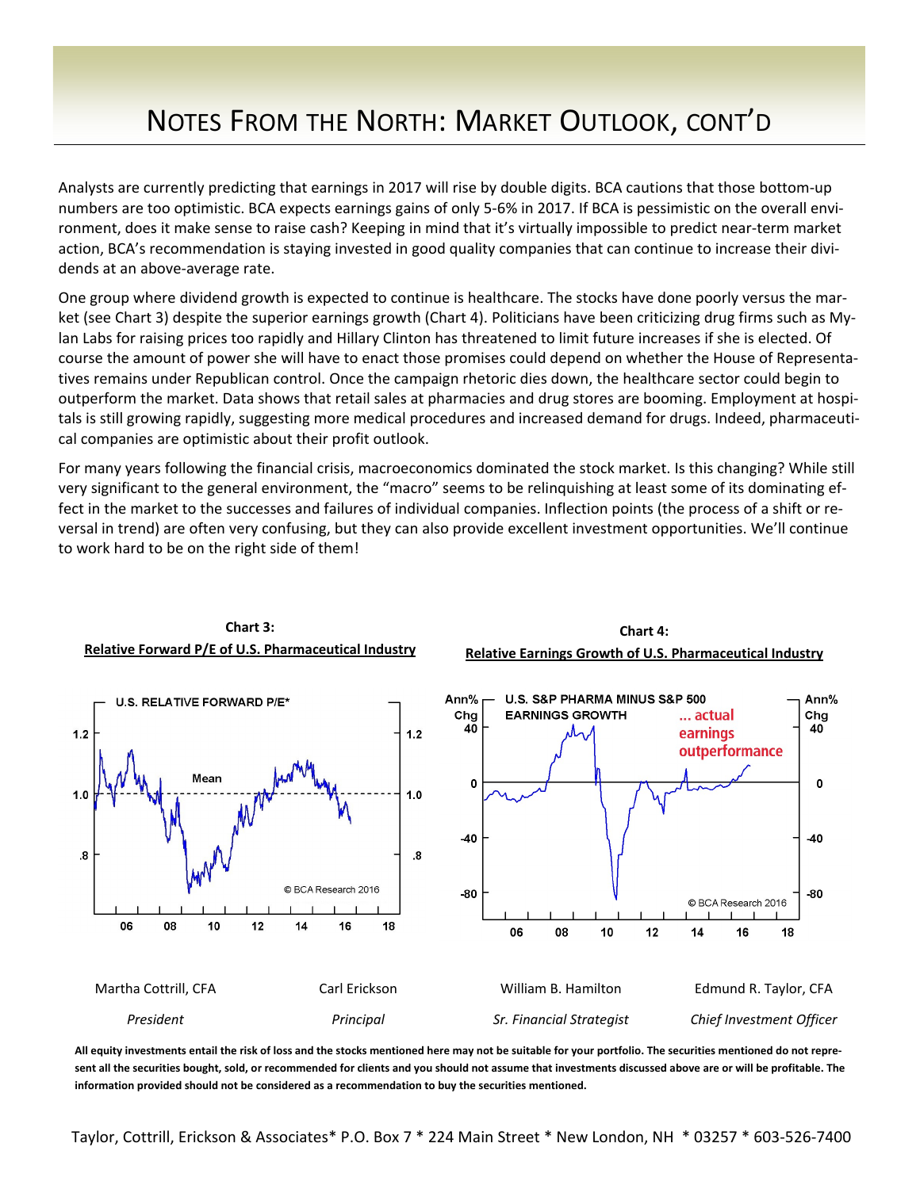# Notes From the North: Market Outlook, cont'd

Analysts are currently predicting that earnings in 2017 will rise by double digits. BCA cautions that those bottom-up numbers are too optimistic. BCA expects earnings gains of only 5-6% in 2017. If BCA is pessimistic on the overall environment, does it make sense to raise cash? Keeping in mind that it's virtually impossible to predict near-term market action, BCA's recommendation is staying invested in good quality companies that can continue to increase their dividends at an above-average rate.

One group where dividend growth is expected to continue is healthcare. The stocks have done poorly versus the market (see Chart 3) despite the superior earnings growth (Chart 4). Politicians have been criticizing drug firms such as Mylan Labs for raising prices too rapidly and Hillary Clinton has threatened to limit future increases if she is elected. Of course the amount of power she will have to enact those promises could depend on whether the House of Representatives remains under Republican control. Once the campaign rhetoric dies down, the healthcare sector could begin to outperform the market. Data shows that retail sales at pharmacies and drug stores are booming. Employment at hospitals is still growing rapidly, suggesting more medical procedures and increased demand for drugs. Indeed, pharmaceutical companies are optimistic about their profit outlook.

For many years following the financial crisis, macroeconomics dominated the stock market. Is this changing? While still very significant to the general environment, the "macro" seems to be relinquishing at least some of its dominating effect in the market to the successes and failures of individual companies. Inflection points (the process of a shift or reversal in trend) are often very confusing, but they can also provide excellent investment opportunities. We'll continue to work hard to be on the right side of them!

**Chart 3:**
**Relative Forward P/E of U.S. Pharmaceutical Industry**

U.S. RELATIVE FORWARD P/E*
Mean
1.2
1.0
.8
06 08 10 12 14 16 18
© BCA Research 2016

**Chart 4:**
**Relative Earnings Growth of U.S. Pharmaceutical Industry**

U.S. S&P PHARMA MINUS S&P 500
EARNINGS GROWTH
... actual earnings outperformance
Ann% Chg
40
0
-40
-80
06 08 10 12 14 16 18
© BCA Research 2016

| | | | |
|---|---|---|---|
| Martha Cottrill, CFA | Carl Erickson | William B. Hamilton | Edmund R. Taylor, CFA |
| *President* | *Principal* | *Sr. Financial Strategist* | *Chief Investment Officer* |

**All equity investments entail the risk of loss and the stocks mentioned here may not be suitable for your portfolio. The securities mentioned do not represent all the securities bought, sold, or recommended for clients and you should not assume that investments discussed above are or will be profitable. The information provided should not be considered as a recommendation to buy the securities mentioned.**

Taylor, Cottrill, Erickson & Associates* P.O. Box 7 * 224 Main Street * New London, NH * 03257 * 603-526-7400